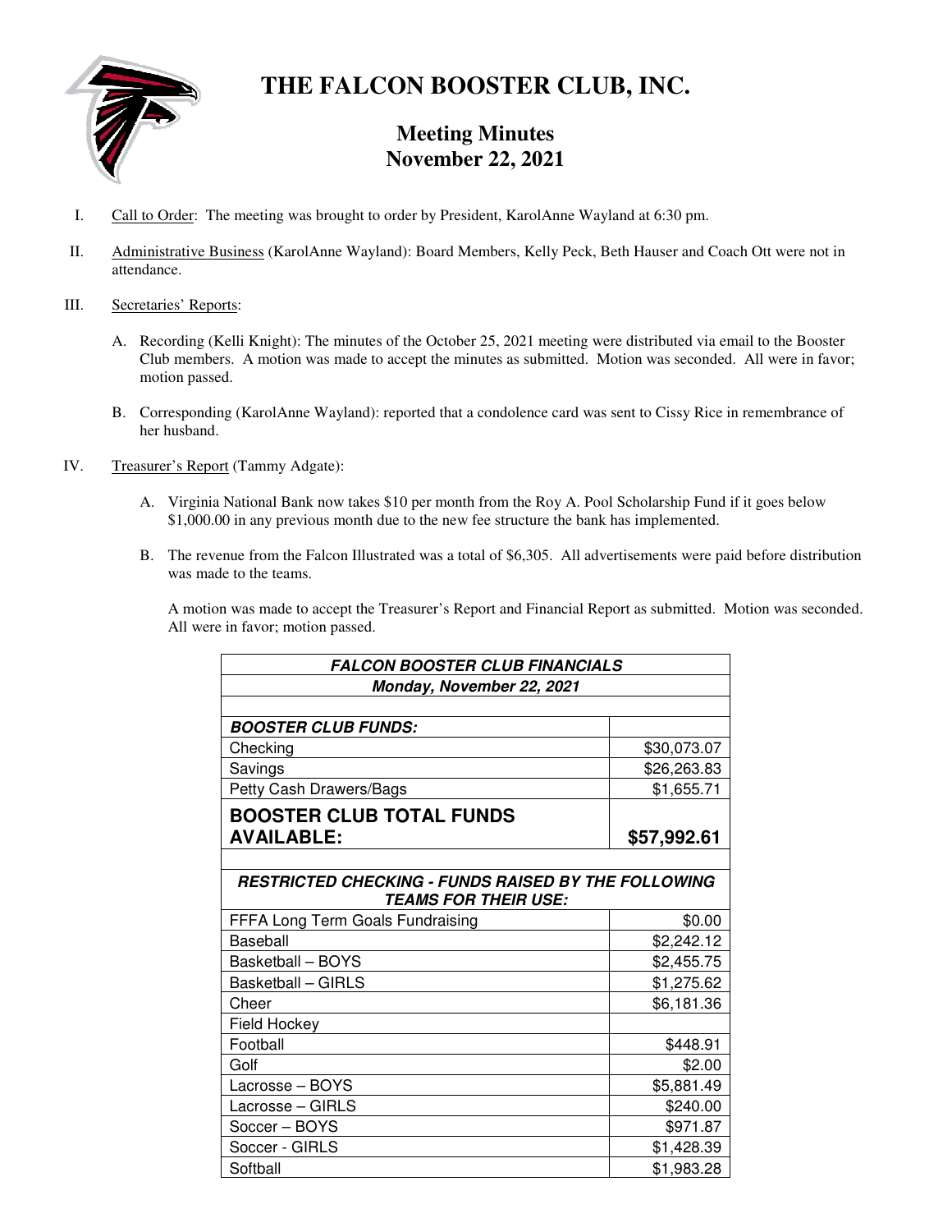# THE FALCON BOOSTER CLUB, INC.

## Meeting Minutes
## November 22, 2021

I. Call to Order: The meeting was brought to order by President, KarolAnne Wayland at 6:30 pm.

II. Administrative Business (KarolAnne Wayland): Board Members, Kelly Peck, Beth Hauser and Coach Ott were not in attendance.

III. Secretaries' Reports:

   A. Recording (Kelli Knight): The minutes of the October 25, 2021 meeting were distributed via email to the Booster Club members. A motion was made to accept the minutes as submitted. Motion was seconded. All were in favor; motion passed.

   B. Corresponding (KarolAnne Wayland): reported that a condolence card was sent to Cissy Rice in remembrance of her husband.

IV. Treasurer's Report (Tammy Adgate):

   A. Virginia National Bank now takes $10 per month from the Roy A. Pool Scholarship Fund if it goes below $1,000.00 in any previous month due to the new fee structure the bank has implemented.

   B. The revenue from the Falcon Illustrated was a total of $6,305. All advertisements were paid before distribution was made to the teams.

   A motion was made to accept the Treasurer's Report and Financial Report as submitted. Motion was seconded. All were in favor; motion passed.

| ***FALCON BOOSTER CLUB FINANCIALS*** | |
|---|---|
| ***Monday, November 22, 2021*** | |
| | |
| ***BOOSTER CLUB FUNDS:*** | |
| Checking | $30,073.07 |
| Savings | $26,263.83 |
| Petty Cash Drawers/Bags | $1,655.71 |
| **BOOSTER CLUB TOTAL FUNDS AVAILABLE:** | **$57,992.61** |
| | |
| ***RESTRICTED CHECKING - FUNDS RAISED BY THE FOLLOWING TEAMS FOR THEIR USE:*** | |
| FFFA Long Term Goals Fundraising | $0.00 |
| Baseball | $2,242.12 |
| Basketball – BOYS | $2,455.75 |
| Basketball – GIRLS | $1,275.62 |
| Cheer | $6,181.36 |
| Field Hockey | |
| Football | $448.91 |
| Golf | $2.00 |
| Lacrosse – BOYS | $5,881.49 |
| Lacrosse – GIRLS | $240.00 |
| Soccer – BOYS | $971.87 |
| Soccer - GIRLS | $1,428.39 |
| Softball | $1,983.28 |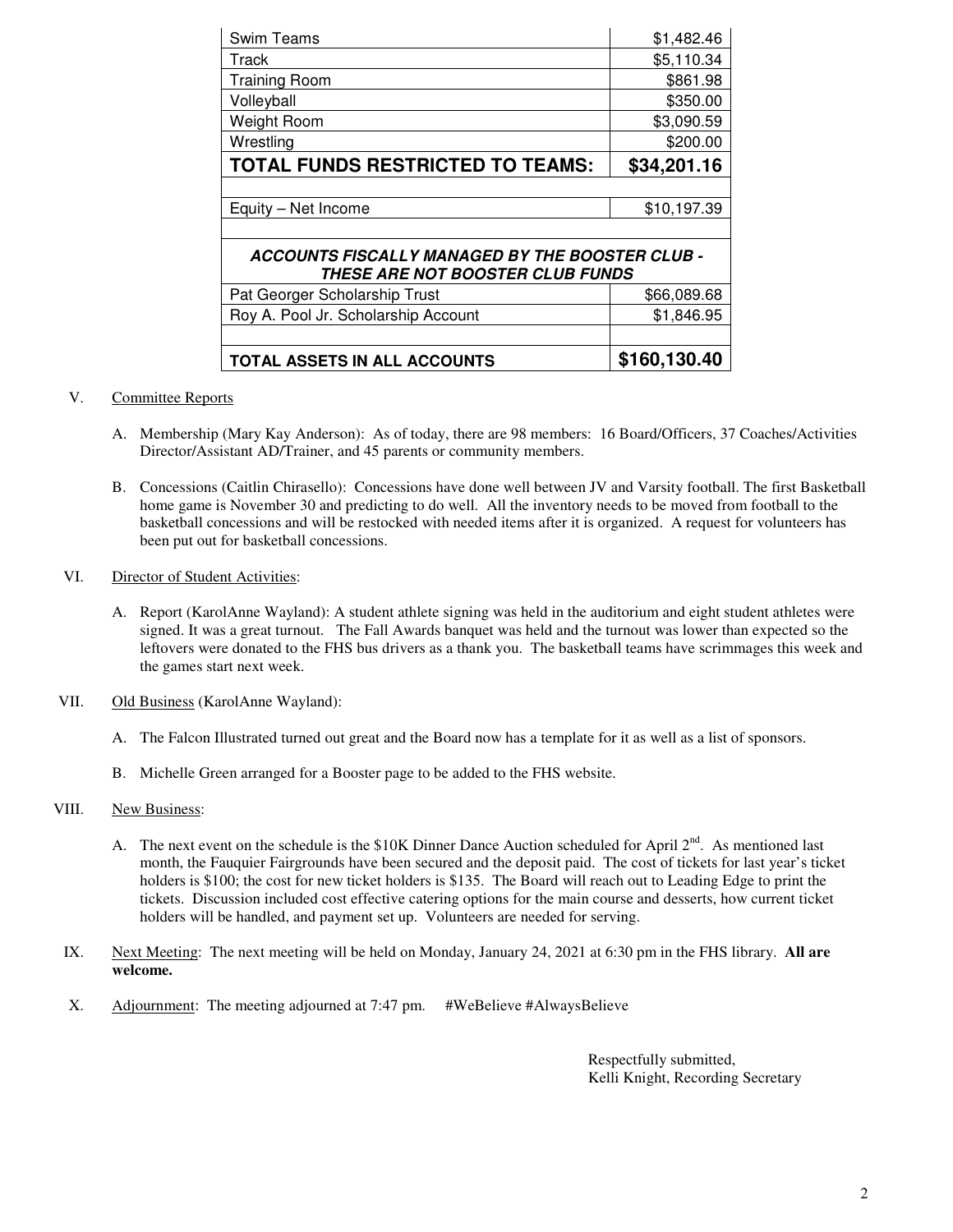| | |
|---|---|
| Swim Teams | $1,482.46 |
| Track | $5,110.34 |
| Training Room | $861.98 |
| Volleyball | $350.00 |
| Weight Room | $3,090.59 |
| Wrestling | $200.00 |
| **TOTAL FUNDS RESTRICTED TO TEAMS:** | **$34,201.16** |
| | |
| Equity – Net Income | $10,197.39 |
| | |
| ***ACCOUNTS FISCALLY MANAGED BY THE BOOSTER CLUB - THESE ARE NOT BOOSTER CLUB FUNDS*** | |
| Pat Georger Scholarship Trust | $66,089.68 |
| Roy A. Pool Jr. Scholarship Account | $1,846.95 |
| | |
| **TOTAL ASSETS IN ALL ACCOUNTS** | **$160,130.40** |

V. Committee Reports

A. Membership (Mary Kay Anderson): As of today, there are 98 members: 16 Board/Officers, 37 Coaches/Activities Director/Assistant AD/Trainer, and 45 parents or community members.

B. Concessions (Caitlin Chirasello): Concessions have done well between JV and Varsity football. The first Basketball home game is November 30 and predicting to do well. All the inventory needs to be moved from football to the basketball concessions and will be restocked with needed items after it is organized. A request for volunteers has been put out for basketball concessions.

VI. Director of Student Activities:

A. Report (KarolAnne Wayland): A student athlete signing was held in the auditorium and eight student athletes were signed. It was a great turnout. The Fall Awards banquet was held and the turnout was lower than expected so the leftovers were donated to the FHS bus drivers as a thank you. The basketball teams have scrimmages this week and the games start next week.

VII. Old Business (KarolAnne Wayland):

A. The Falcon Illustrated turned out great and the Board now has a template for it as well as a list of sponsors.

B. Michelle Green arranged for a Booster page to be added to the FHS website.

VIII. New Business:

A. The next event on the schedule is the $10K Dinner Dance Auction scheduled for April 2nd. As mentioned last month, the Fauquier Fairgrounds have been secured and the deposit paid. The cost of tickets for last year's ticket holders is $100; the cost for new ticket holders is $135. The Board will reach out to Leading Edge to print the tickets. Discussion included cost effective catering options for the main course and desserts, how current ticket holders will be handled, and payment set up. Volunteers are needed for serving.

IX. Next Meeting: The next meeting will be held on Monday, January 24, 2021 at 6:30 pm in the FHS library. **All are welcome.**

X. Adjournment: The meeting adjourned at 7:47 pm. #WeBelieve #AlwaysBelieve

Respectfully submitted,
Kelli Knight, Recording Secretary